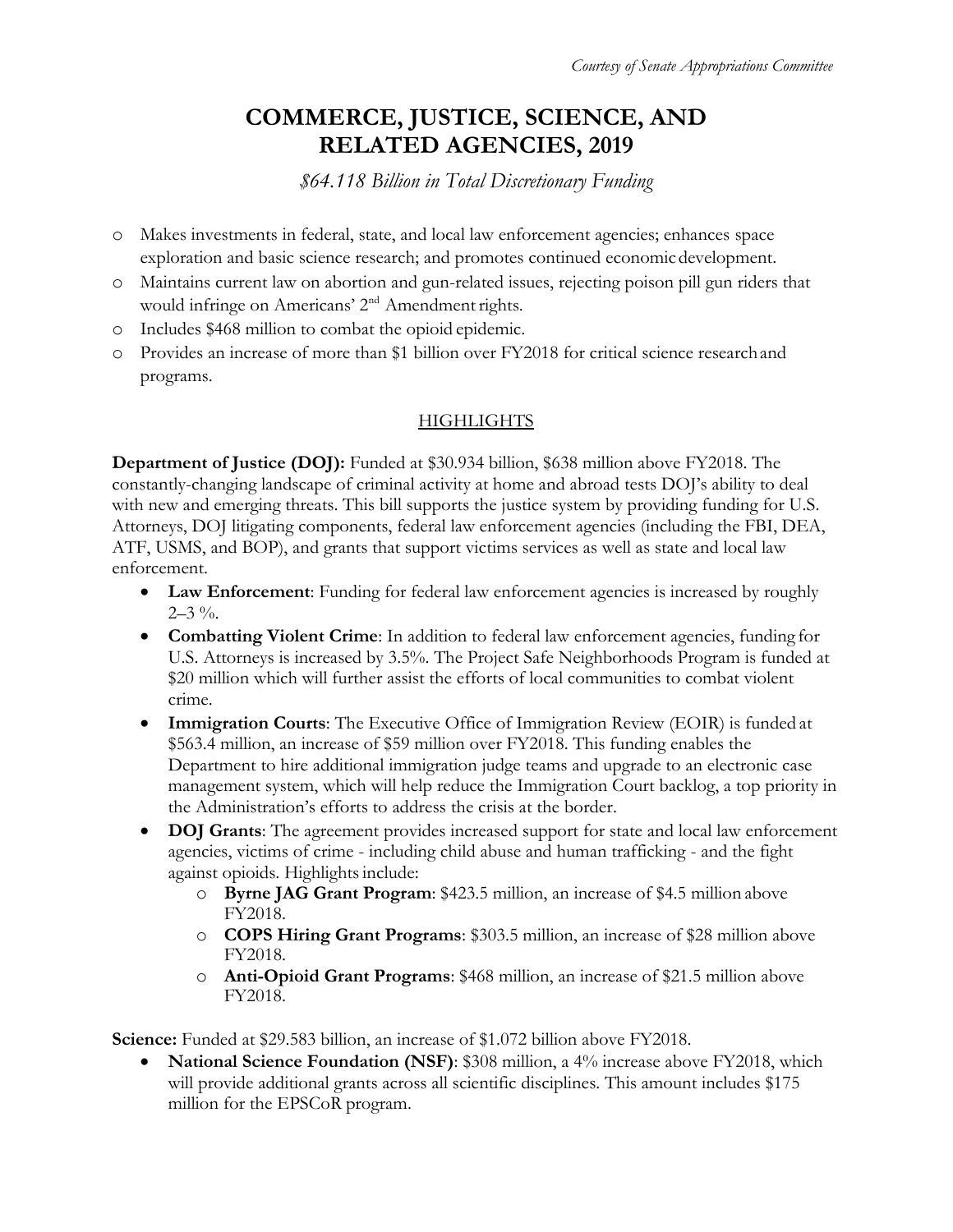*Courtesy of Senate Appropriations Committee*

# COMMERCE, JUSTICE, SCIENCE, AND RELATED AGENCIES, 2019

*$64.118 Billion in Total Discretionary Funding*

- Makes investments in federal, state, and local law enforcement agencies; enhances space exploration and basic science research; and promotes continued economic development.
- Maintains current law on abortion and gun-related issues, rejecting poison pill gun riders that would infringe on Americans' 2nd Amendment rights.
- Includes $468 million to combat the opioid epidemic.
- Provides an increase of more than $1 billion over FY2018 for critical science research and programs.

## HIGHLIGHTS

**Department of Justice (DOJ):** Funded at $30.934 billion, $638 million above FY2018. The constantly-changing landscape of criminal activity at home and abroad tests DOJ's ability to deal with new and emerging threats. This bill supports the justice system by providing funding for U.S. Attorneys, DOJ litigating components, federal law enforcement agencies (including the FBI, DEA, ATF, USMS, and BOP), and grants that support victims services as well as state and local law enforcement.

- **Law Enforcement**: Funding for federal law enforcement agencies is increased by roughly 2–3 %.
- **Combatting Violent Crime**: In addition to federal law enforcement agencies, funding for U.S. Attorneys is increased by 3.5%. The Project Safe Neighborhoods Program is funded at $20 million which will further assist the efforts of local communities to combat violent crime.
- **Immigration Courts**: The Executive Office of Immigration Review (EOIR) is funded at $563.4 million, an increase of $59 million over FY2018. This funding enables the Department to hire additional immigration judge teams and upgrade to an electronic case management system, which will help reduce the Immigration Court backlog, a top priority in the Administration's efforts to address the crisis at the border.
- **DOJ Grants**: The agreement provides increased support for state and local law enforcement agencies, victims of crime - including child abuse and human trafficking - and the fight against opioids. Highlights include:
  - **Byrne JAG Grant Program**: $423.5 million, an increase of $4.5 million above FY2018.
  - **COPS Hiring Grant Programs**: $303.5 million, an increase of $28 million above FY2018.
  - **Anti-Opioid Grant Programs**: $468 million, an increase of $21.5 million above FY2018.

**Science:** Funded at $29.583 billion, an increase of $1.072 billion above FY2018.

- **National Science Foundation (NSF)**: $308 million, a 4% increase above FY2018, which will provide additional grants across all scientific disciplines. This amount includes $175 million for the EPSCoR program.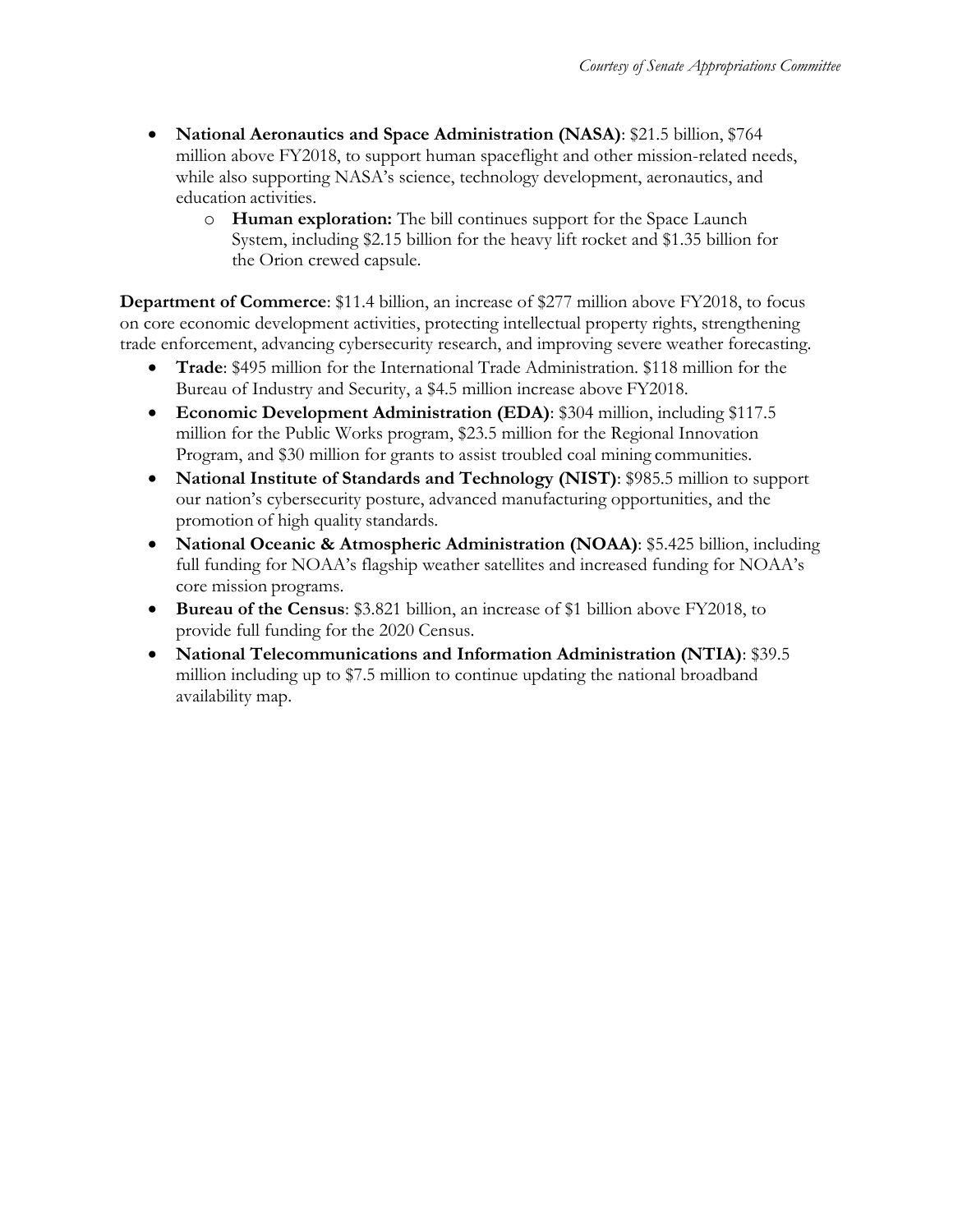- **National Aeronautics and Space Administration (NASA)**: $21.5 billion, $764 million above FY2018, to support human spaceflight and other mission-related needs, while also supporting NASA's science, technology development, aeronautics, and education activities.
    - **Human exploration:** The bill continues support for the Space Launch System, including $2.15 billion for the heavy lift rocket and $1.35 billion for the Orion crewed capsule.

**Department of Commerce**: $11.4 billion, an increase of $277 million above FY2018, to focus on core economic development activities, protecting intellectual property rights, strengthening trade enforcement, advancing cybersecurity research, and improving severe weather forecasting.

- **Trade**: $495 million for the International Trade Administration. $118 million for the Bureau of Industry and Security, a $4.5 million increase above FY2018.
- **Economic Development Administration (EDA)**: $304 million, including $117.5 million for the Public Works program, $23.5 million for the Regional Innovation Program, and $30 million for grants to assist troubled coal mining communities.
- **National Institute of Standards and Technology (NIST)**: $985.5 million to support our nation's cybersecurity posture, advanced manufacturing opportunities, and the promotion of high quality standards.
- **National Oceanic & Atmospheric Administration (NOAA)**: $5.425 billion, including full funding for NOAA's flagship weather satellites and increased funding for NOAA's core mission programs.
- **Bureau of the Census**: $3.821 billion, an increase of $1 billion above FY2018, to provide full funding for the 2020 Census.
- **National Telecommunications and Information Administration (NTIA)**: $39.5 million including up to $7.5 million to continue updating the national broadband availability map.